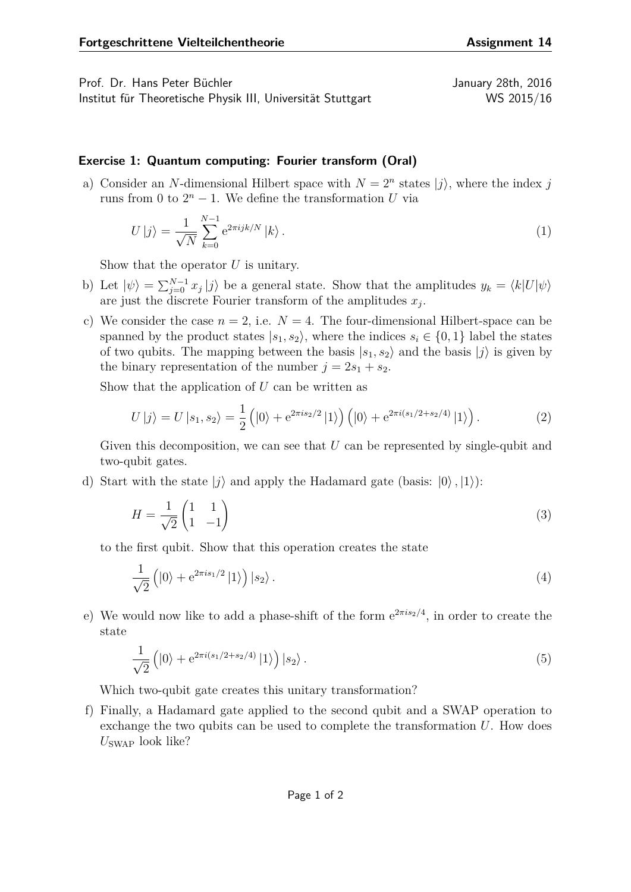**Fortgeschrittene Vielteilchentheorie** **Assignment 14**

Prof. Dr. Hans Peter Büchler
Institut für Theoretische Physik III, Universität Stuttgart

January 28th, 2016
WS 2015/16

### Exercise 1: Quantum computing: Fourier transform (Oral)

a) Consider an $N$-dimensional Hilbert space with $N = 2^n$ states $|j\rangle$, where the index $j$ runs from 0 to $2^n - 1$. We define the transformation $U$ via

$$U|j\rangle = \frac{1}{\sqrt{N}} \sum_{k=0}^{N-1} e^{2\pi i jk/N} |k\rangle . \tag{1}$$

Show that the operator $U$ is unitary.

b) Let $|\psi\rangle = \sum_{j=0}^{N-1} x_j |j\rangle$ be a general state. Show that the amplitudes $y_k = \langle k|U|\psi\rangle$ are just the discrete Fourier transform of the amplitudes $x_j$.

c) We consider the case $n = 2$, i.e. $N = 4$. The four-dimensional Hilbert-space can be spanned by the product states $|s_1, s_2\rangle$, where the indices $s_i \in \{0, 1\}$ label the states of two qubits. The mapping between the basis $|s_1, s_2\rangle$ and the basis $|j\rangle$ is given by the binary representation of the number $j = 2s_1 + s_2$.

Show that the application of $U$ can be written as

$$U|j\rangle = U|s_1, s_2\rangle = \frac{1}{2}\left(|0\rangle + e^{2\pi i s_2/2}|1\rangle\right)\left(|0\rangle + e^{2\pi i (s_1/2 + s_2/4)}|1\rangle\right). \tag{2}$$

Given this decomposition, we can see that $U$ can be represented by single-qubit and two-qubit gates.

d) Start with the state $|j\rangle$ and apply the Hadamard gate (basis: $|0\rangle, |1\rangle$):

$$H = \frac{1}{\sqrt{2}}\begin{pmatrix} 1 & 1 \\ 1 & -1 \end{pmatrix} \tag{3}$$

to the first qubit. Show that this operation creates the state

$$\frac{1}{\sqrt{2}}\left(|0\rangle + e^{2\pi i s_1/2}|1\rangle\right)|s_2\rangle . \tag{4}$$

e) We would now like to add a phase-shift of the form $e^{2\pi i s_2/4}$, in order to create the state

$$\frac{1}{\sqrt{2}}\left(|0\rangle + e^{2\pi i (s_1/2 + s_2/4)}|1\rangle\right)|s_2\rangle . \tag{5}$$

Which two-qubit gate creates this unitary transformation?

f) Finally, a Hadamard gate applied to the second qubit and a SWAP operation to exchange the two qubits can be used to complete the transformation $U$. How does $U_{\text{SWAP}}$ look like?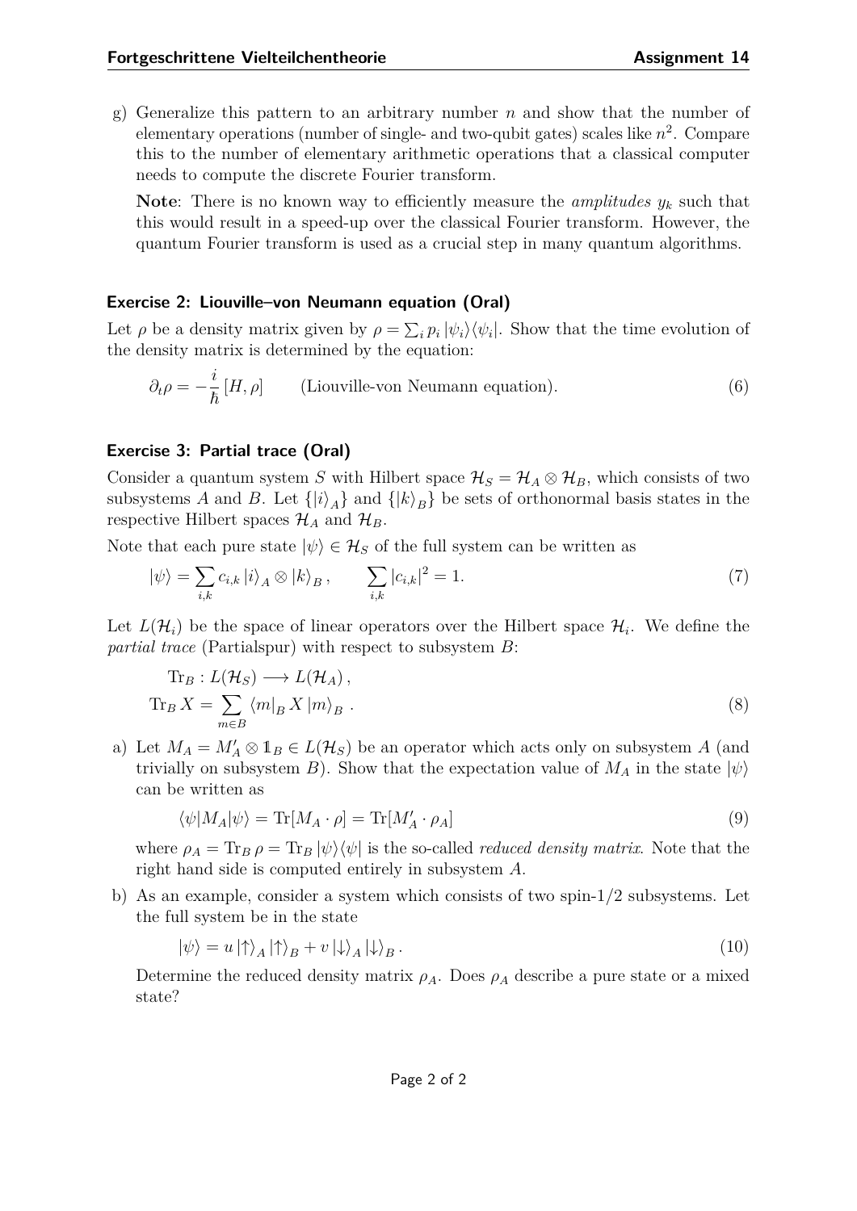g) Generalize this pattern to an arbitrary number $n$ and show that the number of elementary operations (number of single- and two-qubit gates) scales like $n^2$. Compare this to the number of elementary arithmetic operations that a classical computer needs to compute the discrete Fourier transform.

   **Note**: There is no known way to efficiently measure the *amplitudes* $y_k$ such that this would result in a speed-up over the classical Fourier transform. However, the quantum Fourier transform is used as a crucial step in many quantum algorithms.

### Exercise 2: Liouville–von Neumann equation (Oral)

Let $\rho$ be a density matrix given by $\rho = \sum_i p_i |\psi_i\rangle\langle\psi_i|$. Show that the time evolution of the density matrix is determined by the equation:

$$\partial_t \rho = -\frac{i}{\hbar}[H, \rho] \qquad \text{(Liouville-von Neumann equation)}. \tag{6}$$

### Exercise 3: Partial trace (Oral)

Consider a quantum system $S$ with Hilbert space $\mathcal{H}_S = \mathcal{H}_A \otimes \mathcal{H}_B$, which consists of two subsystems $A$ and $B$. Let $\{|i\rangle_A\}$ and $\{|k\rangle_B\}$ be sets of orthonormal basis states in the respective Hilbert spaces $\mathcal{H}_A$ and $\mathcal{H}_B$.

Note that each pure state $|\psi\rangle \in \mathcal{H}_S$ of the full system can be written as

$$|\psi\rangle = \sum_{i,k} c_{i,k} |i\rangle_A \otimes |k\rangle_B, \qquad \sum_{i,k} |c_{i,k}|^2 = 1. \tag{7}$$

Let $L(\mathcal{H}_i)$ be the space of linear operators over the Hilbert space $\mathcal{H}_i$. We define the *partial trace* (Partialspur) with respect to subsystem $B$:

$$\begin{aligned} &\mathrm{Tr}_B : L(\mathcal{H}_S) \longrightarrow L(\mathcal{H}_A), \\ &\mathrm{Tr}_B\, X = \sum_{m \in B} \langle m|_B\, X\, |m\rangle_B . \end{aligned} \tag{8}$$

a) Let $M_A = M'_A \otimes \mathbb{1}_B \in L(\mathcal{H}_S)$ be an operator which acts only on subsystem $A$ (and trivially on subsystem $B$). Show that the expectation value of $M_A$ in the state $|\psi\rangle$ can be written as

$$\langle\psi|M_A|\psi\rangle = \mathrm{Tr}[M_A \cdot \rho] = \mathrm{Tr}[M'_A \cdot \rho_A] \tag{9}$$

   where $\rho_A = \mathrm{Tr}_B\, \rho = \mathrm{Tr}_B\, |\psi\rangle\langle\psi|$ is the so-called *reduced density matrix*. Note that the right hand side is computed entirely in subsystem $A$.

b) As an example, consider a system which consists of two spin-1/2 subsystems. Let the full system be in the state

$$|\psi\rangle = u\, |\uparrow\rangle_A |\uparrow\rangle_B + v\, |\downarrow\rangle_A |\downarrow\rangle_B . \tag{10}$$

   Determine the reduced density matrix $\rho_A$. Does $\rho_A$ describe a pure state or a mixed state?